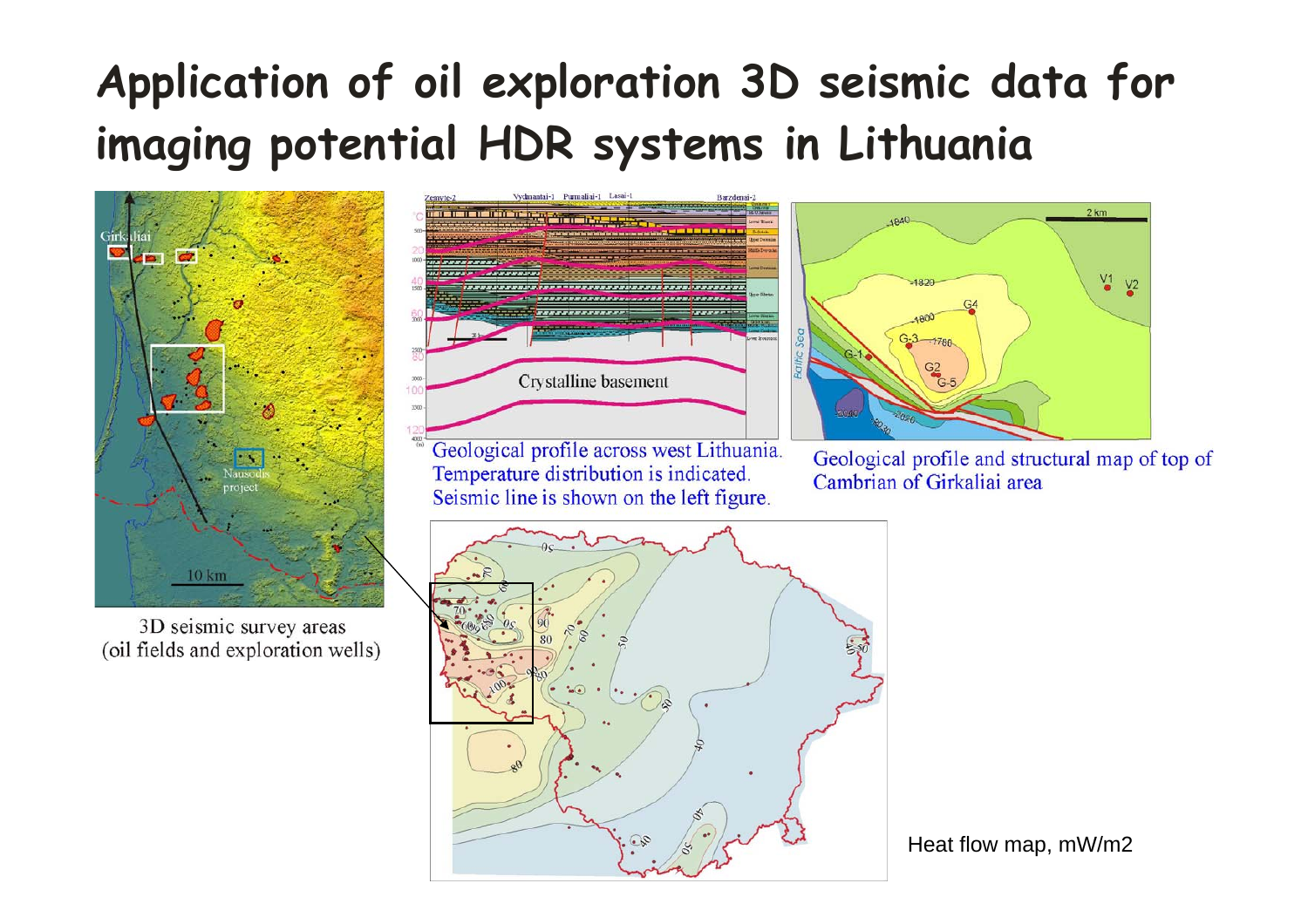# Application of oil exploration 3D seismic data for imaging potential HDR systems in Lithuania

3D seismic survey areas (oil fields and exploration wells)

Geological profile across west Lithuania. Temperature distribution is indicated. Seismic line is shown on the left figure.

Geological profile and structural map of top of Cambrian of Girkaliai area

Heat flow map, mW/m2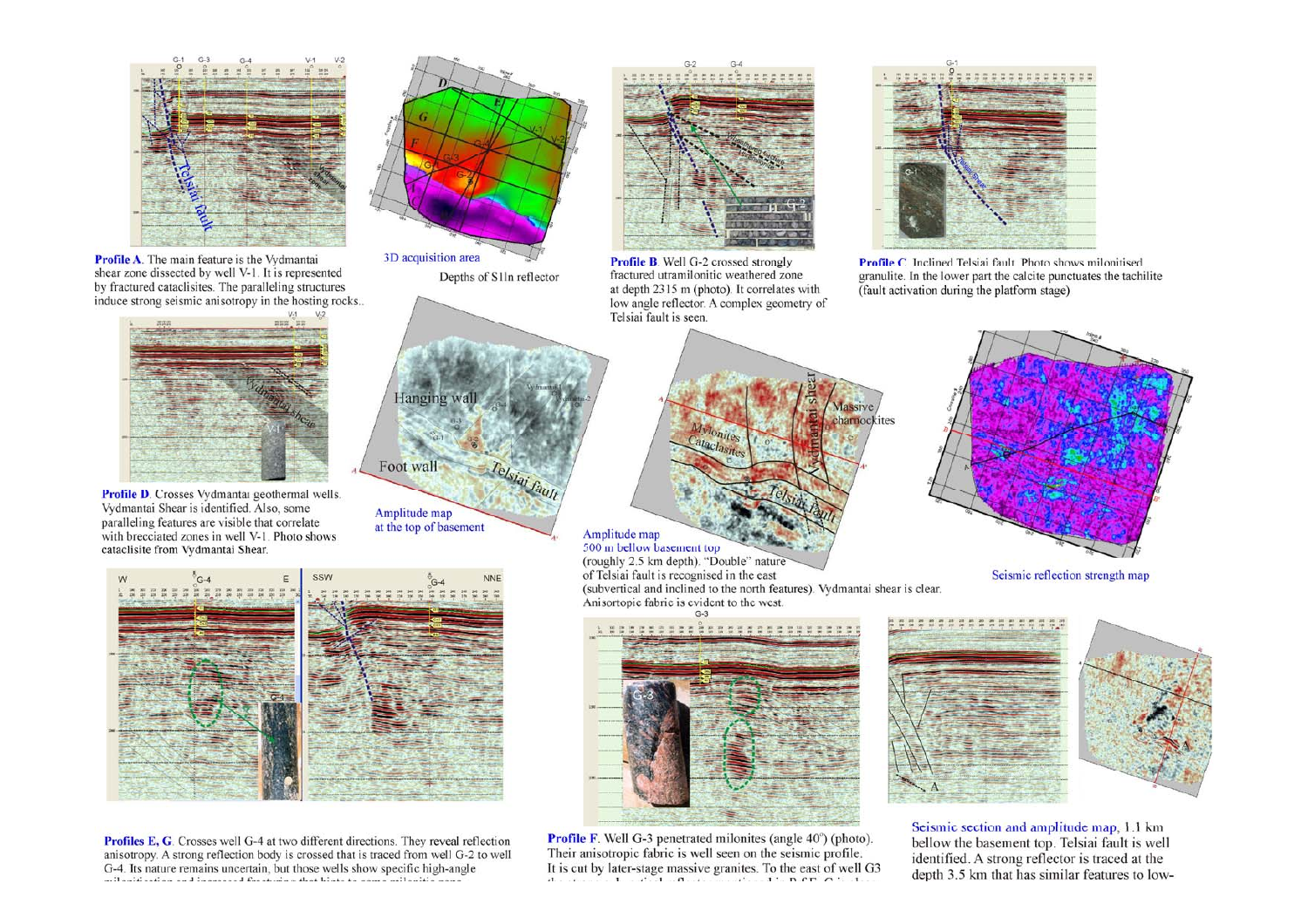**Profile A**. The main feature is the Vydmantai shear zone dissected by well V-1. It is represented by fractured cataclisites. The paralleling structures induce strong seismic anisotropy in the hosting rocks..

3D acquisition area

Depths of S11n reflector

**Profile B**. Well G-2 crossed strongly fractured utramilonitic weathered zone at depth 2315 m (photo). It correlates with low angle reflector. A complex geometry of Telsiai fault is seen.

**Profile C**. Inclined Telsiai fault. Photo shows milonitised granulite. In the lower part the calcite punctuates the tachilite (fault activation during the platform stage)

**Profile D**. Crosses Vydmantai geothermal wells. Vydmantai Shear is identified. Also, some paralleling features are visible that correlate with brecciated zones in well V-1. Photo shows cataclisite from Vydmantai Shear.

Amplitude map at the top of basement

Amplitude map 500 m bellow basement top (roughly 2.5 km depth). "Double" nature of Telsiai fault is recognised in the east (subvertical and inclined to the north features). Vydmantai shear is clear. Anisortopic fabric is evident to the west.

Seismic reflection strength map

**Profiles E, G**. Crosses well G-4 at two different directions. They reveal reflection anisotropy. A strong reflection body is crossed that is traced from well G-2 to well G-4. Its nature remains uncertain, but those wells show specific high-angle milonitization and increased fracturing that hints to some milonitic zone.

**Profile F**. Well G-3 penetrated milonites (angle 40°) (photo). Their anisotropic fabric is well seen on the seismic profile. It is cut by later-stage massive granites. To the east of well G3 the strong subvertical reflector mentioned in Pr.E,F, G is clear.

Seismic section and amplitude map, 1.1 km bellow the basement top. Telsiai fault is well identified. A strong reflector is traced at the depth 3.5 km that has similar features to low-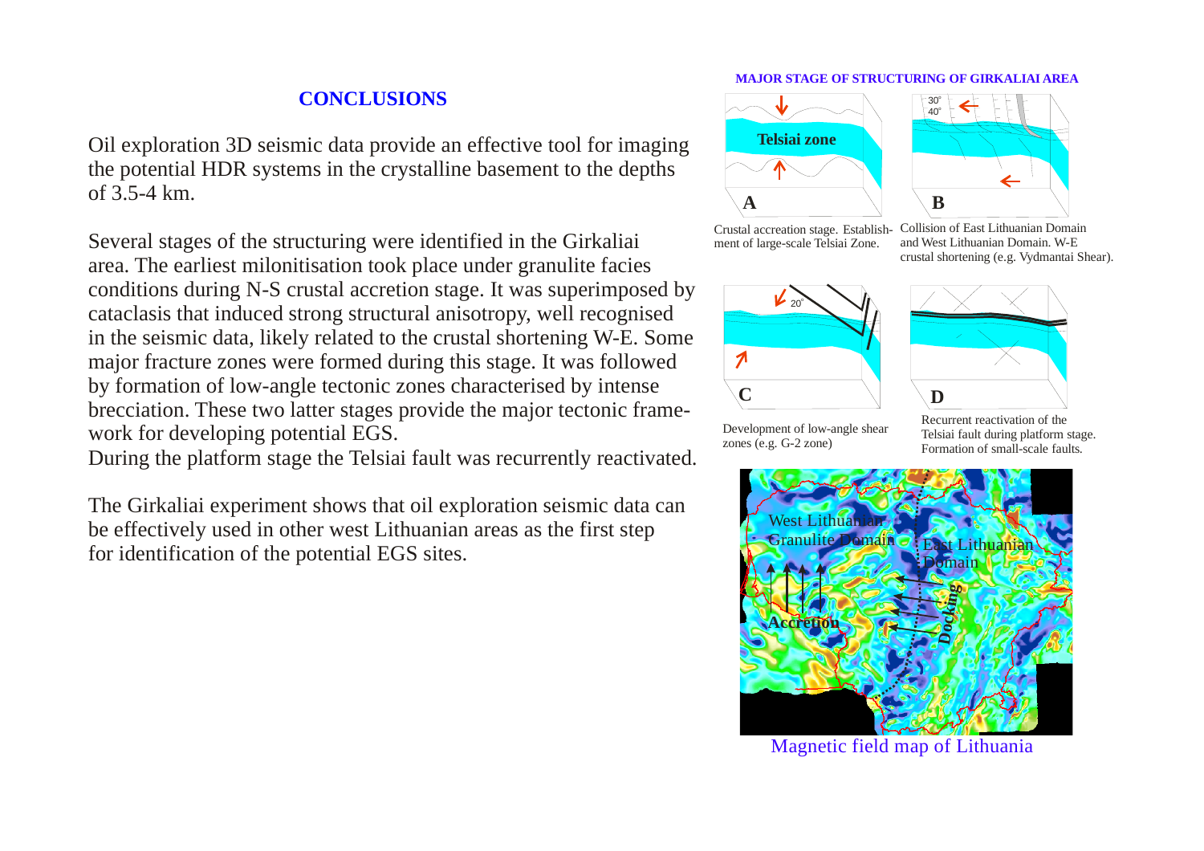# CONCLUSIONS

Oil exploration 3D seismic data provide an effective tool for imaging the potential HDR systems in the crystalline basement to the depths of 3.5-4 km.

Several stages of the structuring were identified in the Girkaliai area. The earliest milonitisation took place under granulite facies conditions during N-S crustal accretion stage. It was superimposed by cataclasis that induced strong structural anisotropy, well recognised in the seismic data, likely related to the crustal shortening W-E. Some major fracture zones were formed during this stage. It was followed by formation of low-angle tectonic zones characterised by intense brecciation. These two latter stages provide the major tectonic framework for developing potential EGS.
During the platform stage the Telsiai fault was recurrently reactivated.

The Girkaliai experiment shows that oil exploration seismic data can be effectively used in other west Lithuanian areas as the first step for identification of the potential EGS sites.

**MAJOR STAGE OF STRUCTURING OF GIRKALIAI AREA**

Telsiai zone

A

30°
40°

B

Crustal accreation stage. Establishment of large-scale Telsiai Zone.

Collision of East Lithuanian Domain and West Lithuanian Domain. W-E crustal shortening (e.g. Vydmantai Shear).

20°

C

D

Development of low-angle shear zones (e.g. G-2 zone)

Recurrent reactivation of the Telsiai fault during platform stage. Formation of small-scale faults.

West Lithuanian Granulite Domain

East Lithuanian Domain

Accretion

Docking

Magnetic field map of Lithuania